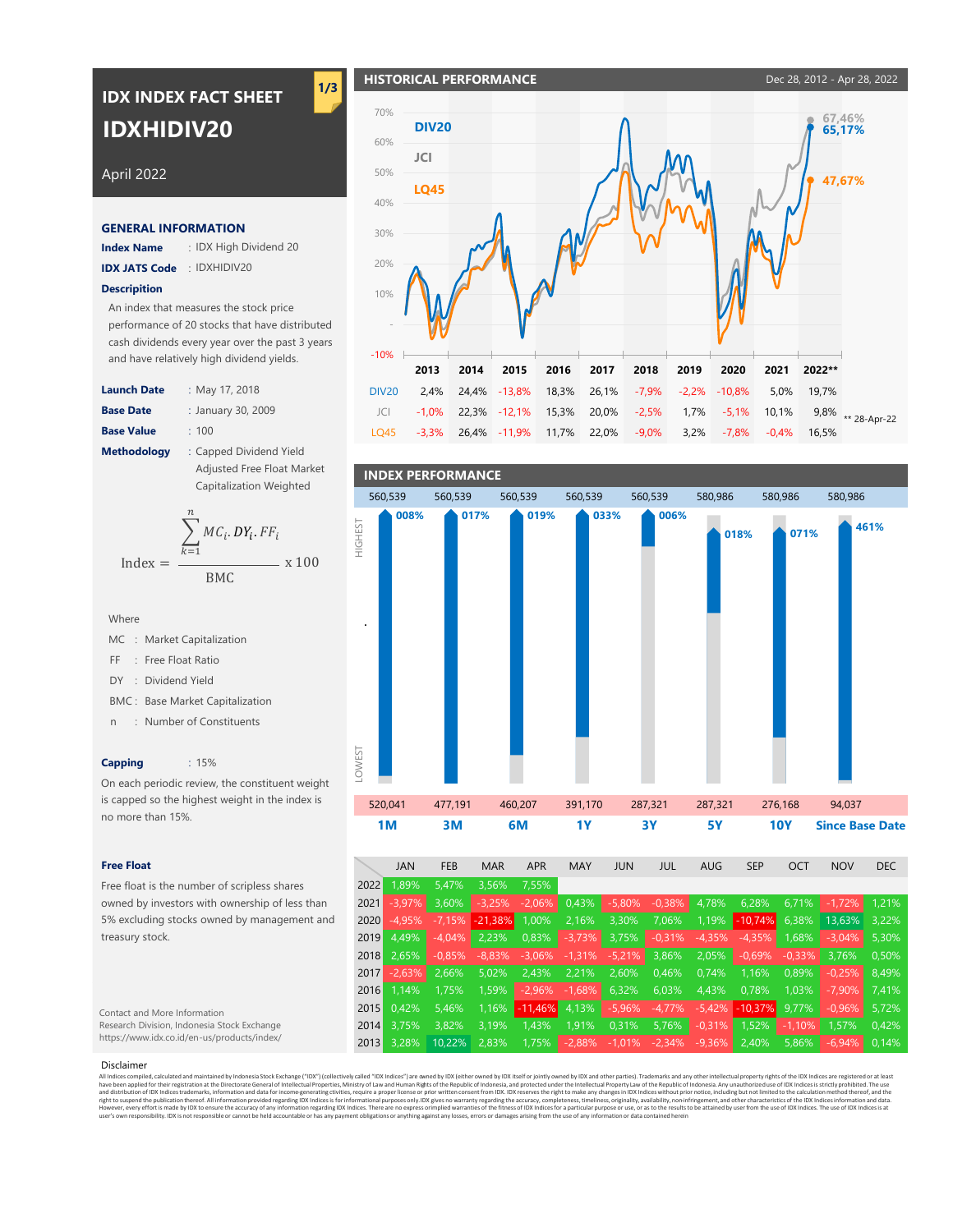# IDX INDEX FACT SHEET

# IDXHIDIV20

April 2022

## GENERAL INFORMATION

**Index Name** : IDX High Dividend 20

**IDX JATS Code** : IDXHIDIV20

**Description**

An index that measures the stock price performance of 20 stocks that have distributed cash dividends every year over the past 3 years and have relatively high dividend yields.

**Launch Date** : May 17, 2018

**Base Date** : January 30, 2009

**Base Value** : 100

**Methodology** : Capped Dividend Yield Adjusted Free Float Market Capitalization Weighted

$$\text{Index} = \frac{\sum_{k=1}^{n} MC_i . DY_i . FF_i}{\text{BMC}} \times 100$$

Where

- MC : Market Capitalization
- FF : Free Float Ratio
- DY : Dividend Yield
- BMC : Base Market Capitalization
- n : Number of Constituents

**Capping** : 15%

On each periodic review, the constituent weight is capped so the highest weight in the index is no more than 15%.

**Free Float**

Free float is the number of scripless shares owned by investors with ownership of less than 5% excluding stocks owned by management and treasury stock.

Contact and More Information
Research Division, Indonesia Stock Exchange
https://www.idx.co.id/en-us/products/index/

## HISTORICAL PERFORMANCE

Dec 28, 2012 - Apr 28, 2022

DIV20: 65,17% · JCI: 67,46% · LQ45: 47,67%

| | 2013 | 2014 | 2015 | 2016 | 2017 | 2018 | 2019 | 2020 | 2021 | 2022** |
|---|---|---|---|---|---|---|---|---|---|---|
| DIV20 | 2,4% | 24,4% | -13,8% | 18,3% | 26,1% | -7,9% | -2,2% | -10,8% | 5,0% | 19,7% |
| JCI | -1,0% | 22,3% | -12,1% | 15,3% | 20,0% | -2,5% | 1,7% | -5,1% | 10,1% | 9,8% |
| LQ45 | -3,3% | 26,4% | -11,9% | 11,7% | 22,0% | -9,0% | 3,2% | -7,8% | -0,4% | 16,5% |

** 28-Apr-22

## INDEX PERFORMANCE

| | 1M | 3M | 6M | 1Y | 3Y | 5Y | 10Y | Since Base Date |
|---|---|---|---|---|---|---|---|---|
| Highest | 560,539 | 560,539 | 560,539 | 560,539 | 560,539 | 580,986 | 580,986 | 580,986 |
| Performance | 008% | 017% | 019% | 033% | 006% | 018% | 071% | 461% |
| Lowest | 520,041 | 477,191 | 460,207 | 391,170 | 287,321 | 287,321 | 276,168 | 94,037 |

| | JAN | FEB | MAR | APR | MAY | JUN | JUL | AUG | SEP | OCT | NOV | DEC |
|---|---|---|---|---|---|---|---|---|---|---|---|---|
| 2022 | 1,89% | 5,47% | 3,56% | 7,55% | | | | | | | | |
| 2021 | -3,97% | 3,60% | -3,25% | -2,06% | 0,43% | -5,80% | -0,38% | 4,78% | 6,28% | 6,71% | -1,72% | 1,21% |
| 2020 | -4,95% | -7,15% | -21,38% | 1,00% | 2,16% | 3,30% | 7,06% | 1,19% | -10,74% | 6,38% | 13,63% | 3,22% |
| 2019 | 4,49% | -4,04% | 2,23% | 0,83% | -3,73% | 3,75% | -0,31% | -4,35% | -4,35% | 1,68% | -3,04% | 5,30% |
| 2018 | 2,65% | -0,85% | -8,83% | -3,06% | -1,31% | -5,21% | 3,86% | 2,05% | -0,69% | -0,33% | 3,76% | 0,50% |
| 2017 | -2,63% | 2,66% | 5,02% | 2,43% | 2,21% | 2,60% | 0,46% | 0,74% | 1,16% | 0,89% | -0,25% | 8,49% |
| 2016 | 1,14% | 1,75% | 1,59% | -2,96% | -1,68% | 6,32% | 6,03% | 4,43% | 0,78% | 1,03% | -7,90% | 7,41% |
| 2015 | 0,42% | 5,46% | 1,16% | -11,46% | 4,13% | -5,96% | -4,77% | -5,42% | -10,37% | 9,77% | -0,96% | 5,72% |
| 2014 | 3,75% | 3,82% | 3,19% | 1,43% | 1,91% | 0,31% | 5,76% | -0,31% | 1,52% | -1,10% | 1,57% | 0,42% |
| 2013 | 3,28% | 10,22% | 2,83% | 1,75% | -2,88% | -1,01% | -2,34% | -9,36% | 2,40% | 5,86% | -6,94% | 0,14% |

Disclaimer

All Indices compiled, calculated and maintained by Indonesia Stock Exchange ("IDX") (collectively called "IDX Indices") are owned by IDX (either owned by IDX itself or jointly owned by IDX and other parties). Trademarks and any other intellectual property rights of the IDX Indices are registered or at least have been applied for their registration at the Directorate General of Intellectual Properties, Ministry of Law and Human Rights of the Republic of Indonesia, and protected under the Intellectual Property Law of the Republic of Indonesia. Any unauthorized use of IDX Indices is strictly prohibited. The use and distribution of IDX Indices trademarks, information and data for income-generating activities, require a proper license or prior written consent from IDX. IDX reserves the right to make any changes in IDX Indices without prior notice, including but not limited to the calculation method thereof, and the right to suspend the publication thereof. All information provided regarding IDX Indices is for informational purposes only. IDX gives no warranty regarding the accuracy, completeness, timeliness, originality, availability, non infringement, and other characteristics of the IDX Indices information and data. However, every effort is made by IDX to ensure the accuracy of any information regarding IDX Indices. There are no express or implied warranties of the fitness of IDX Indices for a particular purpose or use, or as to the results to be attained by user from the use of IDX Indices. The use of IDX Indices is at user's own responsibility. IDX is not responsible or cannot be held accountable or has any payment obligations or anything against any losses, errors or damages arising from the use of any information or data contained herein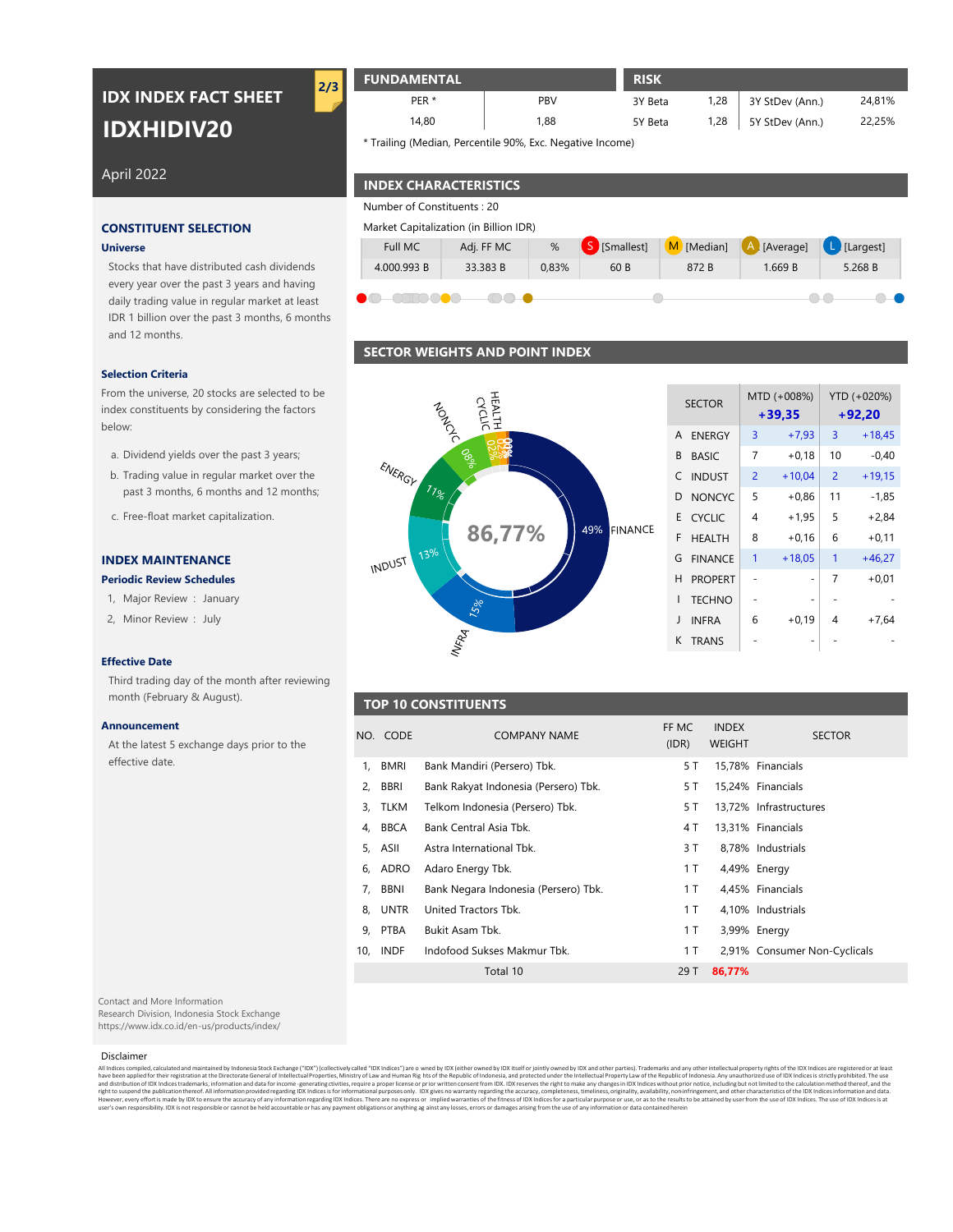# IDX INDEX FACT SHEET

# IDXHIDIV20

April 2022

## CONSTITUENT SELECTION

### Universe

Stocks that have distributed cash dividends every year over the past 3 years and having daily trading value in regular market at least IDR 1 billion over the past 3 months, 6 months and 12 months.

### Selection Criteria

From the universe, 20 stocks are selected to be index constituents by considering the factors below:

a. Dividend yields over the past 3 years;
b. Trading value in regular market over the past 3 months, 6 months and 12 months;
c. Free-float market capitalization.

## INDEX MAINTENANCE

### Periodic Review Schedules

1, Major Review : January
2, Minor Review : July

### Effective Date

Third trading day of the month after reviewing month (February & August).

### Announcement

At the latest 5 exchange days prior to the effective date.

## FUNDAMENTAL

| PER * | PBV |
|---|---|
| 14,80 | 1,88 |

* Trailing (Median, Percentile 90%, Exc. Negative Income)

## RISK

| | | | |
|---|---|---|---|
| 3Y Beta | 1,28 | 3Y StDev (Ann.) | 24,81% |
| 5Y Beta | 1,28 | 5Y StDev (Ann.) | 22,25% |

## INDEX CHARACTERISTICS

Number of Constituents : 20

Market Capitalization (in Billion IDR)

| Full MC | Adj. FF MC | % | S [Smallest] | M [Median] | A [Average] | L [Largest] |
|---|---|---|---|---|---|---|
| 4.000.993 B | 33.383 B | 0,83% | 60 B | 872 B | 1.669 B | 5.268 B |

## SECTOR WEIGHTS AND POINT INDEX

Top 10 weight: 86,77% — FINANCE 49%, INFRA 15%, INDUST 13%, ENERGY 11%, NONCYC 08%, CYCLIC 02%, HEALTH 00%

| | SECTOR | MTD (+008%) +39,35 | | YTD (+020%) +92,20 | |
|---|---|---|---|---|---|
| A | ENERGY | 3 | +7,93 | 3 | +18,45 |
| B | BASIC | 7 | +0,18 | 10 | -0,40 |
| C | INDUST | 2 | +10,04 | 2 | +19,15 |
| D | NONCYC | 5 | +0,86 | 11 | -1,85 |
| E | CYCLIC | 4 | +1,95 | 5 | +2,84 |
| F | HEALTH | 8 | +0,16 | 6 | +0,11 |
| G | FINANCE | 1 | +18,05 | 1 | +46,27 |
| H | PROPERT | - | - | 7 | +0,01 |
| I | TECHNO | - | - | - | - |
| J | INFRA | 6 | +0,19 | 4 | +7,64 |
| K | TRANS | - | - | - | - |

## TOP 10 CONSTITUENTS

| NO. | CODE | COMPANY NAME | FF MC (IDR) | INDEX WEIGHT | SECTOR |
|---|---|---|---|---|---|
| 1, | BMRI | Bank Mandiri (Persero) Tbk. | 5 T | 15,78% | Financials |
| 2, | BBRI | Bank Rakyat Indonesia (Persero) Tbk. | 5 T | 15,24% | Financials |
| 3, | TLKM | Telkom Indonesia (Persero) Tbk. | 5 T | 13,72% | Infrastructures |
| 4, | BBCA | Bank Central Asia Tbk. | 4 T | 13,31% | Financials |
| 5, | ASII | Astra International Tbk. | 3 T | 8,78% | Industrials |
| 6, | ADRO | Adaro Energy Tbk. | 1 T | 4,49% | Energy |
| 7, | BBNI | Bank Negara Indonesia (Persero) Tbk. | 1 T | 4,45% | Financials |
| 8, | UNTR | United Tractors Tbk. | 1 T | 4,10% | Industrials |
| 9, | PTBA | Bukit Asam Tbk. | 1 T | 3,99% | Energy |
| 10, | INDF | Indofood Sukses Makmur Tbk. | 1 T | 2,91% | Consumer Non-Cyclicals |
| | | Total 10 | 29 T | 86,77% | |

Contact and More Information
Research Division, Indonesia Stock Exchange
https://www.idx.co.id/en-us/products/index/

Disclaimer

All Indices compiled, calculated and maintained by Indonesia Stock Exchange ("IDX") (collectively called "IDX Indices") are owned by IDX (either owned by IDX itself or jointly owned by IDX and other parties). Trademarks and any other intellectual property rights of the IDX Indices are registered or at least have been applied for their registration at the Directorate General of Intellectual Properties, Ministry of Law and Human Rights of the Republic of Indonesia, and protected under the Intellectual Property Law of the Republic of Indonesia. Any unauthorized use of IDX Indices is strictly prohibited. The use and distribution of IDX Indices trademarks, information and data for income-generating activities, require a proper license or prior written consent from IDX. IDX reserves the right to make any changes in IDX Indices without prior notice, including but not limited to the calculation method thereof, and the right to suspend the publication thereof. All information provided regarding IDX Indices is for informational purposes only. IDX gives no warranty regarding the accuracy, completeness, timeliness, originality, availability, noninfringement, and other characteristics of the IDX Indices information and data. However, every effort is made by IDX to ensure the accuracy of any information regarding IDX Indices. There are no express or implied warranties of the fitness of IDX Indices for a particular purpose or use, or as to the results to be attained by user from the use of IDX Indices. The use of IDX Indices is at user's own responsibility. IDX is not responsible or cannot be held accountable or has any payment obligations or anything against any losses, errors or damages arising from the use of any information or data contained herein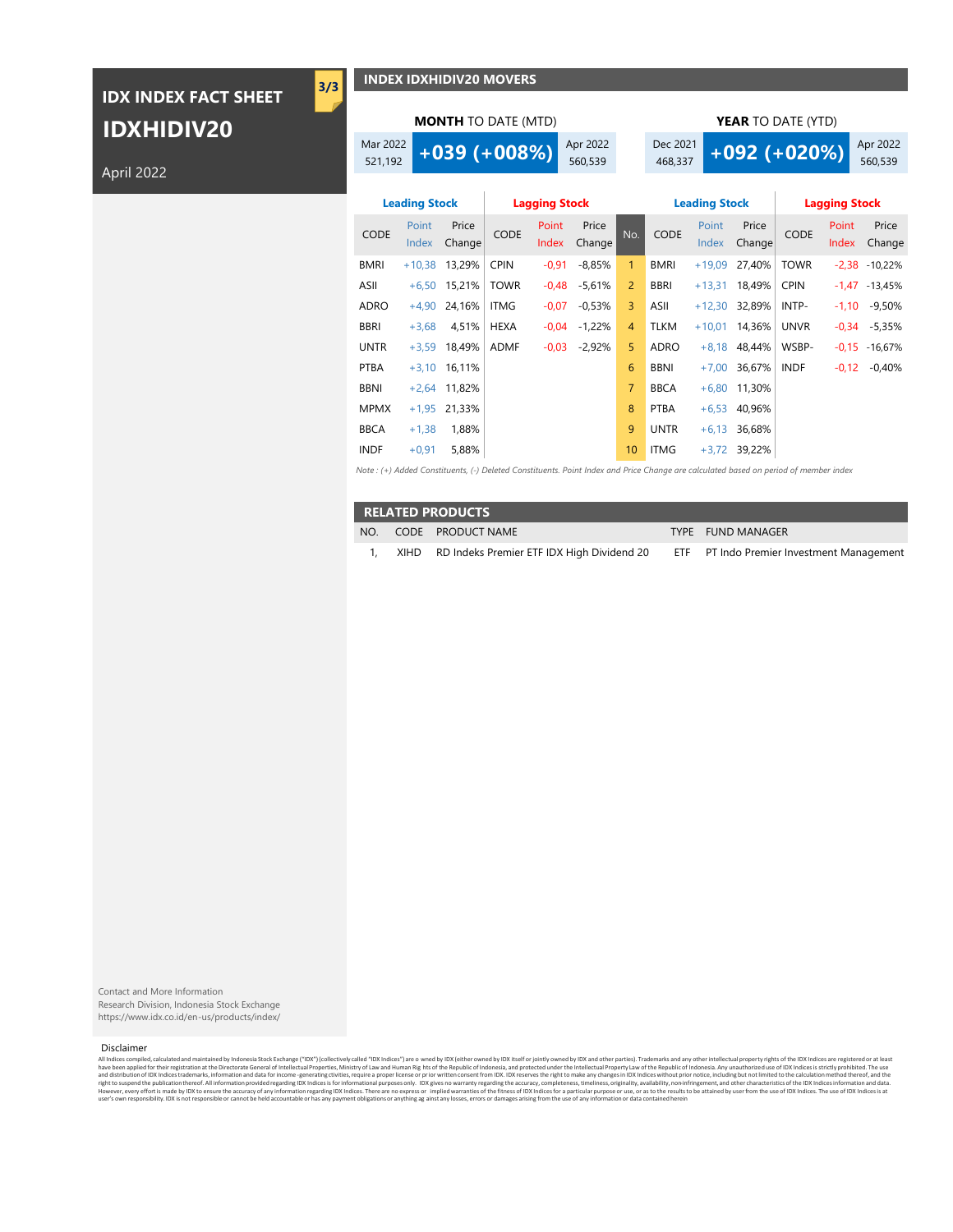# IDX INDEX FACT SHEET

## IDXHIDIV20

April 2022

## INDEX IDXHIDIV20 MOVERS

| MONTH TO DATE (MTD) | | | YEAR TO DATE (YTD) | | |
|---|---|---|---|---|---|
| Mar 2022 521,192 | +039 (+008%) | Apr 2022 560,539 | Dec 2021 468,337 | +092 (+020%) | Apr 2022 560,539 |

| Leading Stock (MTD) | | | Lagging Stock (MTD) | | | | Leading Stock (YTD) | | | Lagging Stock (YTD) | | |
|---|---|---|---|---|---|---|---|---|---|---|---|---|
| CODE | Point Index | Price Change | CODE | Point Index | Price Change | No. | CODE | Point Index | Price Change | CODE | Point Index | Price Change |
| BMRI | +10,38 | 13,29% | CPIN | -0,91 | -8,85% | 1 | BMRI | +19,09 | 27,40% | TOWR | -2,38 | -10,22% |
| ASII | +6,50 | 15,21% | TOWR | -0,48 | -5,61% | 2 | BBRI | +13,31 | 18,49% | CPIN | -1,47 | -13,45% |
| ADRO | +4,90 | 24,16% | ITMG | -0,07 | -0,53% | 3 | ASII | +12,30 | 32,89% | INTP- | -1,10 | -9,50% |
| BBRI | +3,68 | 4,51% | HEXA | -0,04 | -1,22% | 4 | TLKM | +10,01 | 14,36% | UNVR | -0,34 | -5,35% |
| UNTR | +3,59 | 18,49% | ADMF | -0,03 | -2,92% | 5 | ADRO | +8,18 | 48,44% | WSBP- | -0,15 | -16,67% |
| PTBA | +3,10 | 16,11% | | | | 6 | BBNI | +7,00 | 36,67% | INDF | -0,12 | -0,40% |
| BBNI | +2,64 | 11,82% | | | | 7 | BBCA | +6,80 | 11,30% | | | |
| MPMX | +1,95 | 21,33% | | | | 8 | PTBA | +6,53 | 40,96% | | | |
| BBCA | +1,38 | 1,88% | | | | 9 | UNTR | +6,13 | 36,68% | | | |
| INDF | +0,91 | 5,88% | | | | 10 | ITMG | +3,72 | 39,22% | | | |

*Note : (+) Added Constituents, (-) Deleted Constituents. Point Index and Price Change are calculated based on period of member index*

## RELATED PRODUCTS

| NO. | CODE | PRODUCT NAME | TYPE | FUND MANAGER |
|---|---|---|---|---|
| 1, | XIHD | RD Indeks Premier ETF IDX High Dividend 20 | ETF | PT Indo Premier Investment Management |

Contact and More Information
Research Division, Indonesia Stock Exchange
https://www.idx.co.id/en-us/products/index/

Disclaimer

All Indices compiled, calculated and maintained by Indonesia Stock Exchange ("IDX") (collectively called "IDX Indices") are o wned by IDX (either owned by IDX itself or jointly owned by IDX and other parties). Trademarks and any other intellectual property rights of the IDX Indices are registered or at least have been applied for their registration at the Directorate General of Intellectual Properties, Ministry of Law and Human Rig hts of the Republic of Indonesia, and protected under the Intellectual Property Law of the Republic of Indonesia. Any unauthorized use of IDX Indices is strictly prohibited. The use and distribution of IDX Indices trademarks, information and data for income -generating ctivities, require a proper license or pr ior written consent from IDX. IDX reserves the right to make any changes in IDX Indices without prior notice, including but not limited to the calculation method thereof, and the right to suspend the publication thereof. All information provided regarding IDX Indices is for informational purposes only. IDX gives no warranty regarding the accuracy, completeness, timeliness, originality, availability, non infringement, and other characteristics of the IDX Indices information and data. However, every effort is made by IDX to ensure the accuracy of any information regarding IDX Indices. There are no express or implied warranties of the fitness of IDX Indices for a particular purpose or use, or as to the results to be attained by user from the use of IDX Indices. The use of IDX Indices is at user's own responsibility. IDX is not responsible or cannot be held accountable or has any payment obligations or anything ag ainst any losses, errors or damages arising from the use of any information or data contained herein